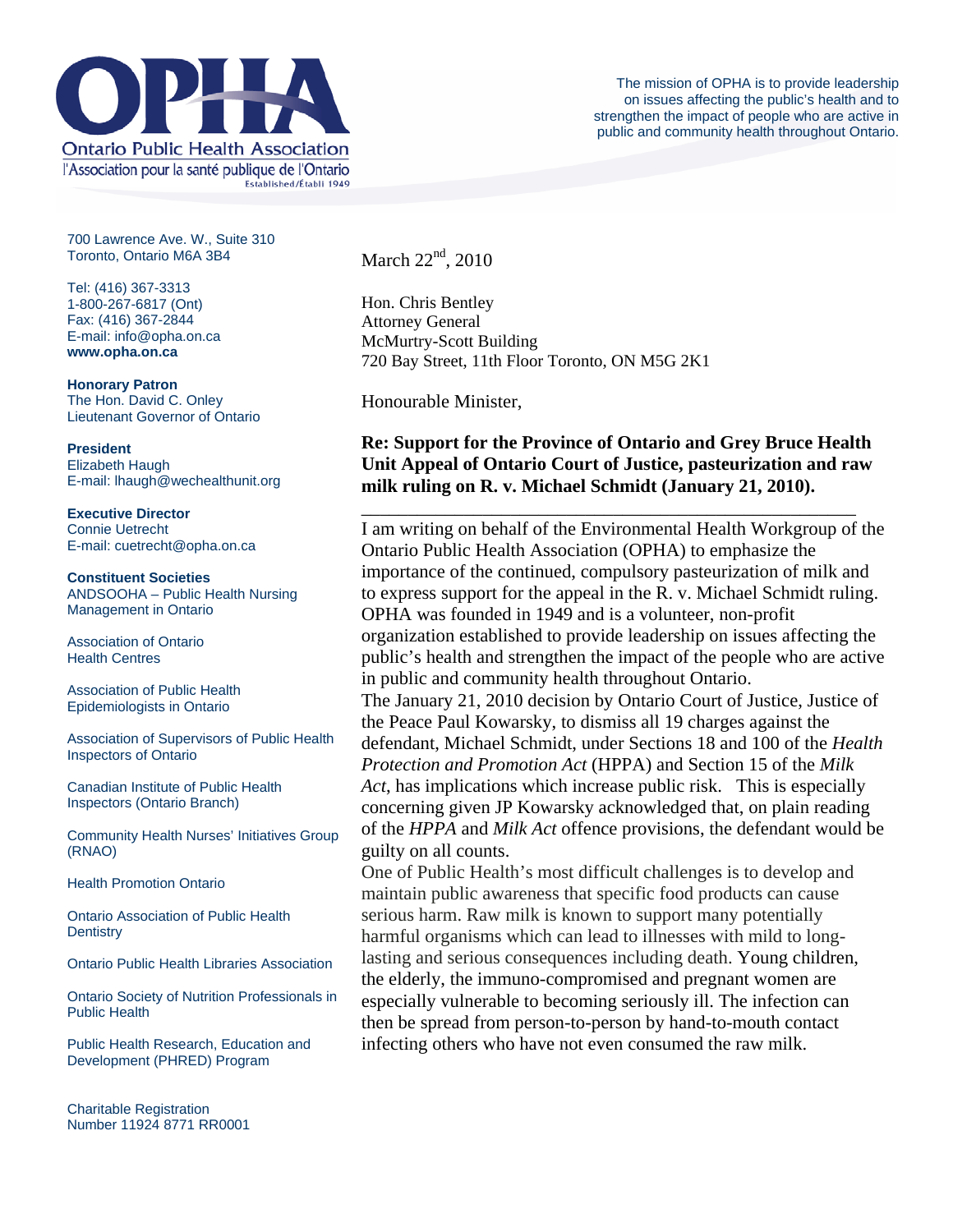**Ontario Public Health Association**
l'Association pour la santé publique de l'Ontario
Established/Établi 1949

The mission of OPHA is to provide leadership on issues affecting the public's health and to strengthen the impact of people who are active in public and community health throughout Ontario.

700 Lawrence Ave. W., Suite 310
Toronto, Ontario M6A 3B4

Tel: (416) 367-3313
1-800-267-6817 (Ont)
Fax: (416) 367-2844
E-mail: info@opha.on.ca
**www.opha.on.ca**

**Honorary Patron**
The Hon. David C. Onley
Lieutenant Governor of Ontario

**President**
Elizabeth Haugh
E-mail: lhaugh@wechealthunit.org

**Executive Director**
Connie Uetrecht
E-mail: cuetrecht@opha.on.ca

**Constituent Societies**

ANDSOOHA – Public Health Nursing Management in Ontario

Association of Ontario Health Centres

Association of Public Health Epidemiologists in Ontario

Association of Supervisors of Public Health Inspectors of Ontario

Canadian Institute of Public Health Inspectors (Ontario Branch)

Community Health Nurses' Initiatives Group (RNAO)

Health Promotion Ontario

Ontario Association of Public Health Dentistry

Ontario Public Health Libraries Association

Ontario Society of Nutrition Professionals in Public Health

Public Health Research, Education and Development (PHRED) Program

Charitable Registration Number 11924 8771 RR0001

March 22nd, 2010

Hon. Chris Bentley
Attorney General
McMurtry-Scott Building
720 Bay Street, 11th Floor Toronto, ON M5G 2K1

Honourable Minister,

**Re: Support for the Province of Ontario and Grey Bruce Health Unit Appeal of Ontario Court of Justice, pasteurization and raw milk ruling on R. v. Michael Schmidt (January 21, 2010).**

I am writing on behalf of the Environmental Health Workgroup of the Ontario Public Health Association (OPHA) to emphasize the importance of the continued, compulsory pasteurization of milk and to express support for the appeal in the R. v. Michael Schmidt ruling. OPHA was founded in 1949 and is a volunteer, non-profit organization established to provide leadership on issues affecting the public's health and strengthen the impact of the people who are active in public and community health throughout Ontario.

The January 21, 2010 decision by Ontario Court of Justice, Justice of the Peace Paul Kowarsky, to dismiss all 19 charges against the defendant, Michael Schmidt, under Sections 18 and 100 of the *Health Protection and Promotion Act* (HPPA) and Section 15 of the *Milk Act*, has implications which increase public risk. This is especially concerning given JP Kowarsky acknowledged that, on plain reading of the *HPPA* and *Milk Act* offence provisions, the defendant would be guilty on all counts.

One of Public Health's most difficult challenges is to develop and maintain public awareness that specific food products can cause serious harm. Raw milk is known to support many potentially harmful organisms which can lead to illnesses with mild to long-lasting and serious consequences including death. Young children, the elderly, the immuno-compromised and pregnant women are especially vulnerable to becoming seriously ill. The infection can then be spread from person-to-person by hand-to-mouth contact infecting others who have not even consumed the raw milk.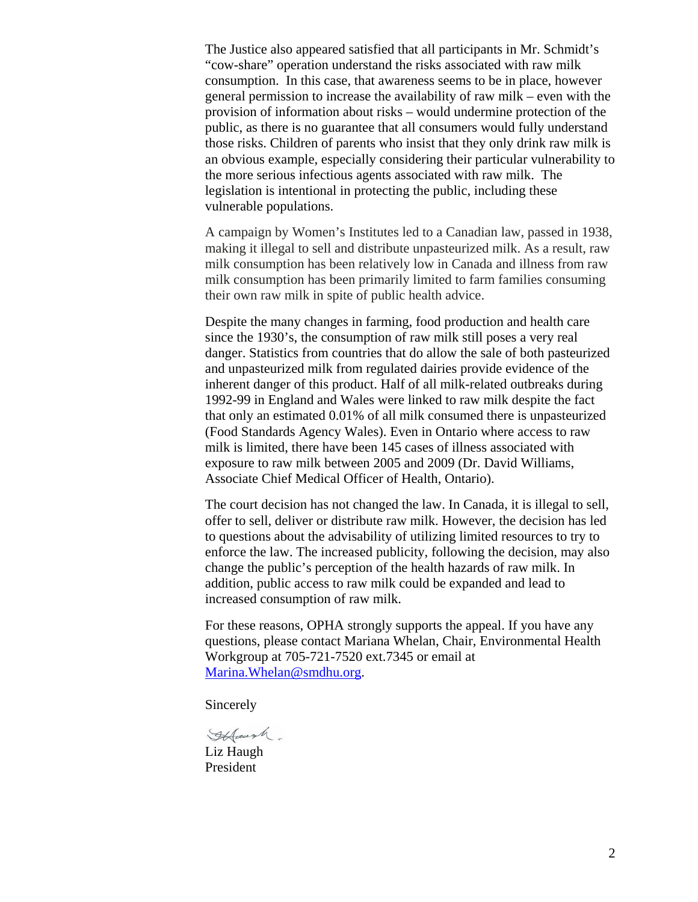The Justice also appeared satisfied that all participants in Mr. Schmidt's "cow-share" operation understand the risks associated with raw milk consumption. In this case, that awareness seems to be in place, however general permission to increase the availability of raw milk – even with the provision of information about risks – would undermine protection of the public, as there is no guarantee that all consumers would fully understand those risks. Children of parents who insist that they only drink raw milk is an obvious example, especially considering their particular vulnerability to the more serious infectious agents associated with raw milk. The legislation is intentional in protecting the public, including these vulnerable populations.

A campaign by Women's Institutes led to a Canadian law, passed in 1938, making it illegal to sell and distribute unpasteurized milk. As a result, raw milk consumption has been relatively low in Canada and illness from raw milk consumption has been primarily limited to farm families consuming their own raw milk in spite of public health advice.

Despite the many changes in farming, food production and health care since the 1930's, the consumption of raw milk still poses a very real danger. Statistics from countries that do allow the sale of both pasteurized and unpasteurized milk from regulated dairies provide evidence of the inherent danger of this product. Half of all milk-related outbreaks during 1992-99 in England and Wales were linked to raw milk despite the fact that only an estimated 0.01% of all milk consumed there is unpasteurized (Food Standards Agency Wales). Even in Ontario where access to raw milk is limited, there have been 145 cases of illness associated with exposure to raw milk between 2005 and 2009 (Dr. David Williams, Associate Chief Medical Officer of Health, Ontario).

The court decision has not changed the law. In Canada, it is illegal to sell, offer to sell, deliver or distribute raw milk. However, the decision has led to questions about the advisability of utilizing limited resources to try to enforce the law. The increased publicity, following the decision, may also change the public's perception of the health hazards of raw milk. In addition, public access to raw milk could be expanded and lead to increased consumption of raw milk.

For these reasons, OPHA strongly supports the appeal. If you have any questions, please contact Mariana Whelan, Chair, Environmental Health Workgroup at 705-721-7520 ext.7345 or email at Marina.Whelan@smdhu.org.

Sincerely

Liz Haugh
President